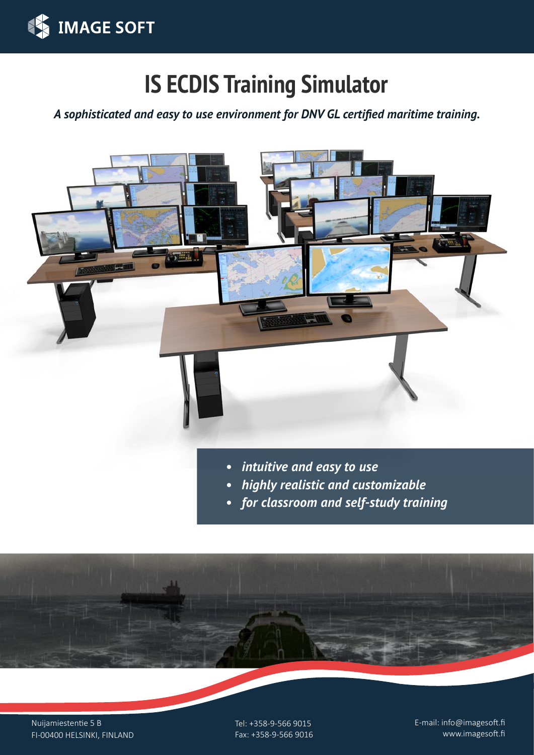IMAGE SOFT

# IS ECDIS Training Simulator

*A sophisticated and easy to use environment for DNV GL certified maritime training.*

- *intuitive and easy to use*
- *highly realistic and customizable*
- *for classroom and self-study training*

Nuijamiestentie 5 B
FI-00400 HELSINKI, FINLAND

Tel: +358-9-566 9015
Fax: +358-9-566 9016

E-mail: info@imagesoft.fi
www.imagesoft.fi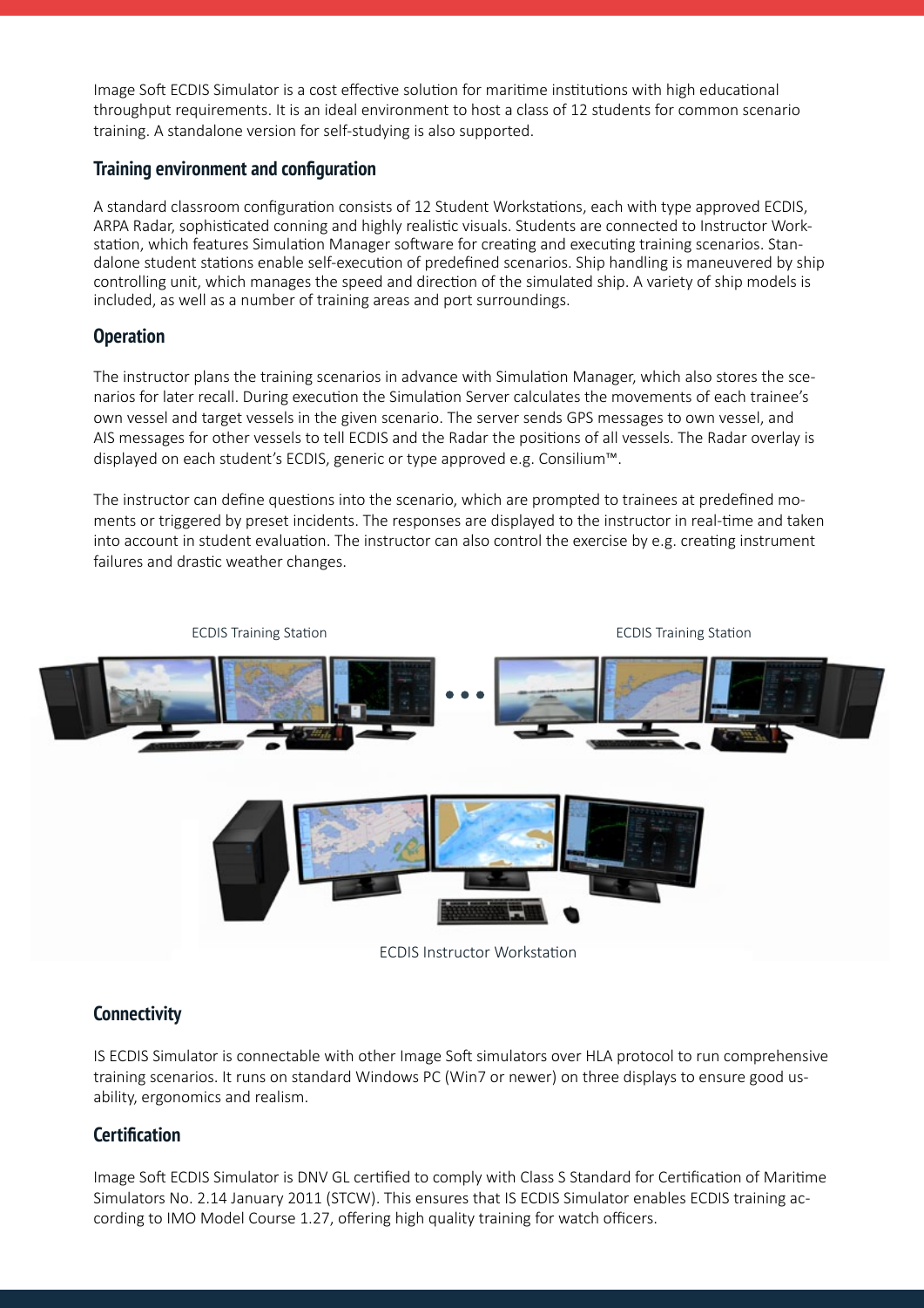Image Soft ECDIS Simulator is a cost effective solution for maritime institutions with high educational throughput requirements. It is an ideal environment to host a class of 12 students for common scenario training. A standalone version for self-studying is also supported.

## Training environment and configuration

A standard classroom configuration consists of 12 Student Workstations, each with type approved ECDIS, ARPA Radar, sophisticated conning and highly realistic visuals. Students are connected to Instructor Workstation, which features Simulation Manager software for creating and executing training scenarios. Standalone student stations enable self-execution of predefined scenarios. Ship handling is maneuvered by ship controlling unit, which manages the speed and direction of the simulated ship. A variety of ship models is included, as well as a number of training areas and port surroundings.

## Operation

The instructor plans the training scenarios in advance with Simulation Manager, which also stores the scenarios for later recall. During execution the Simulation Server calculates the movements of each trainee's own vessel and target vessels in the given scenario. The server sends GPS messages to own vessel, and AIS messages for other vessels to tell ECDIS and the Radar the positions of all vessels. The Radar overlay is displayed on each student's ECDIS, generic or type approved e.g. Consilium™.

The instructor can define questions into the scenario, which are prompted to trainees at predefined moments or triggered by preset incidents. The responses are displayed to the instructor in real-time and taken into account in student evaluation. The instructor can also control the exercise by e.g. creating instrument failures and drastic weather changes.

ECDIS Training Station

ECDIS Training Station

ECDIS Instructor Workstation

## Connectivity

IS ECDIS Simulator is connectable with other Image Soft simulators over HLA protocol to run comprehensive training scenarios. It runs on standard Windows PC (Win7 or newer) on three displays to ensure good usability, ergonomics and realism.

## Certification

Image Soft ECDIS Simulator is DNV GL certified to comply with Class S Standard for Certification of Maritime Simulators No. 2.14 January 2011 (STCW). This ensures that IS ECDIS Simulator enables ECDIS training according to IMO Model Course 1.27, offering high quality training for watch officers.